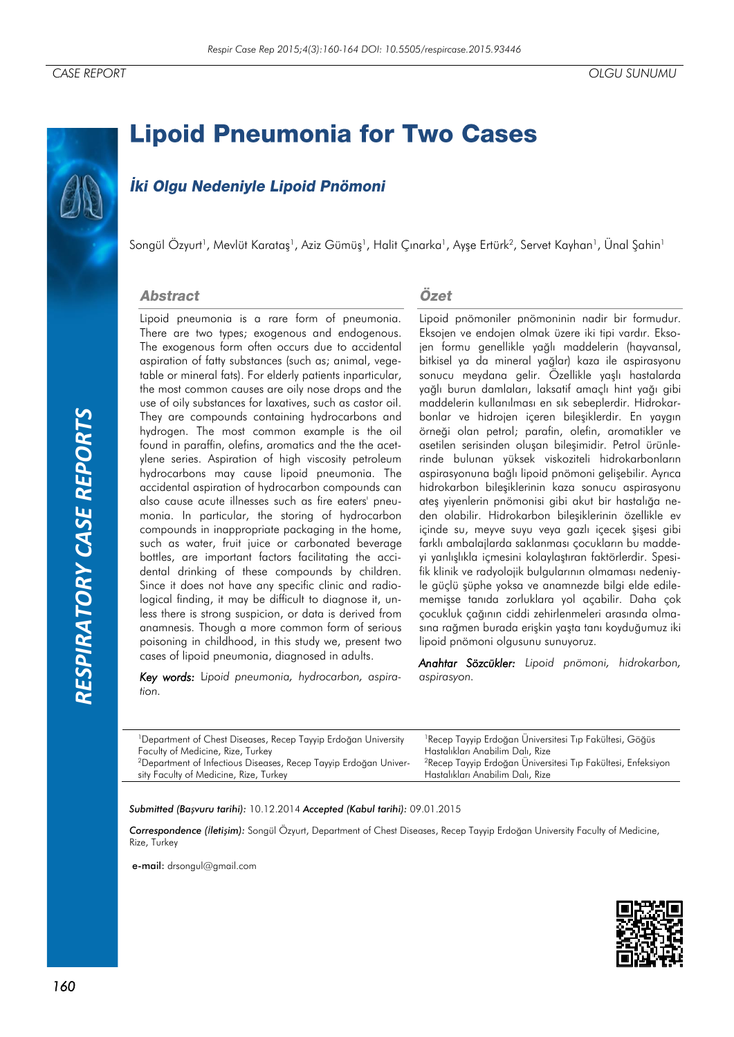CASE REPORT OLGU SUNUMU

# Lipoid Pneumonia for Two Cases

## İki Olgu Nedeniyle Lipoid Pnömoni

Songül Özyurt[1], Mevlüt Karataş[1], Aziz Gümüş[1], Halit Çınarka[1], Ayşe Ertürk[2], Servet Kayhan[1], Ünal Şahin[1]

### Abstract

Lipoid pneumonia is a rare form of pneumonia. There are two types; exogenous and endogenous. The exogenous form often occurs due to accidental aspiration of fatty substances (such as; animal, vegetable or mineral fats). For elderly patients inparticular, the most common causes are oily nose drops and the use of oily substances for laxatives, such as castor oil. They are compounds containing hydrocarbons and hydrogen. The most common example is the oil found in paraffin, olefins, aromatics and the acetylene series. Aspiration of high viscosity petroleum hydrocarbons may cause lipoid pneumonia. The accidental aspiration of hydrocarbon compounds can also cause acute illnesses such as fire eaters' pneumonia. In particular, the storing of hydrocarbon compounds in inappropriate packaging in the home, such as water, fruit juice or carbonated beverage bottles, are important factors facilitating the accidental drinking of these compounds by children. Since it does not have any specific clinic and radiological finding, it may be difficult to diagnose it, unless there is strong suspicion, or data is derived from anamnesis. Though a more common form of serious poisoning in childhood, in this study we, present two cases of lipoid pneumonia, diagnosed in adults.

*Key words:* *Lipoid pneumonia, hydrocarbon, aspiration.*

### Özet

Lipoid pnömoniler pnömoninin nadir bir formudur. Eksojen ve endojen olmak üzere iki tipi vardır. Eksojen formu genellikle yağlı maddelerin (hayvansal, bitkisel ya da mineral yağlar) kaza ile aspirasyonu sonucu meydana gelir. Özellikle yaşlı hastalarda yağlı burun damlaları, laksatif amaçlı hint yağı gibi maddelerin kullanılması en sık sebeplerdir. Hidrokarbonlar ve hidrojen içeren bileşiklerdir. En yaygın örneği olan petrol; parafin, olefin, aromatikler ve asetilen serisinden oluşan bileşimidir. Petrol ürünlerinde bulunan yüksek viskoziteli hidrokarbonların aspirasyonuna bağlı lipoid pnömoni gelişebilir. Ayrıca hidrokarbon bileşiklerinin kaza sonucu aspirasyonu ateş yiyenlerin pnömonisi gibi akut bir hastalığa neden olabilir. Hidrokarbon bileşiklerinin özellikle ev içinde su, meyve suyu veya gazlı içecek şişesi gibi farklı ambalajlarda saklanması çocukların bu maddeyi yanlışlıkla içmesini kolaylaştıran faktörlerdir. Spesifik klinik ve radyolojik bulgularının olmaması nedeniyle güçlü şüphe yoksa ve anamnezde bilgi elde edilememişse tanıda zorluklara yol açabilir. Daha çok çocukluk çağının ciddi zehirlenmeleri arasında olmasına rağmen burada erişkin yaşta tanı koyduğumuz iki lipoid pnömoni olgusunu sunuyoruz.

*Anahtar Sözcükler:* *Lipoid pnömoni, hidrokarbon, aspirasyon.*

[1]Department of Chest Diseases, Recep Tayyip Erdoğan University Faculty of Medicine, Rize, Turkey
[2]Department of Infectious Diseases, Recep Tayyip Erdoğan University Faculty of Medicine, Rize, Turkey

[1]Recep Tayyip Erdoğan Üniversitesi Tıp Fakültesi, Göğüs Hastalıkları Anabilim Dalı, Rize
[2]Recep Tayyip Erdoğan Üniversitesi Tıp Fakültesi, Enfeksiyon Hastalıkları Anabilim Dalı, Rize

***Submitted (Başvuru tarihi):*** 10.12.2014 ***Accepted (Kabul tarihi):*** 09.01.2015

***Correspondence (İletişim):*** Songül Özyurt, Department of Chest Diseases, Recep Tayyip Erdoğan University Faculty of Medicine, Rize, Turkey

**e-mail:** drsongul@gmail.com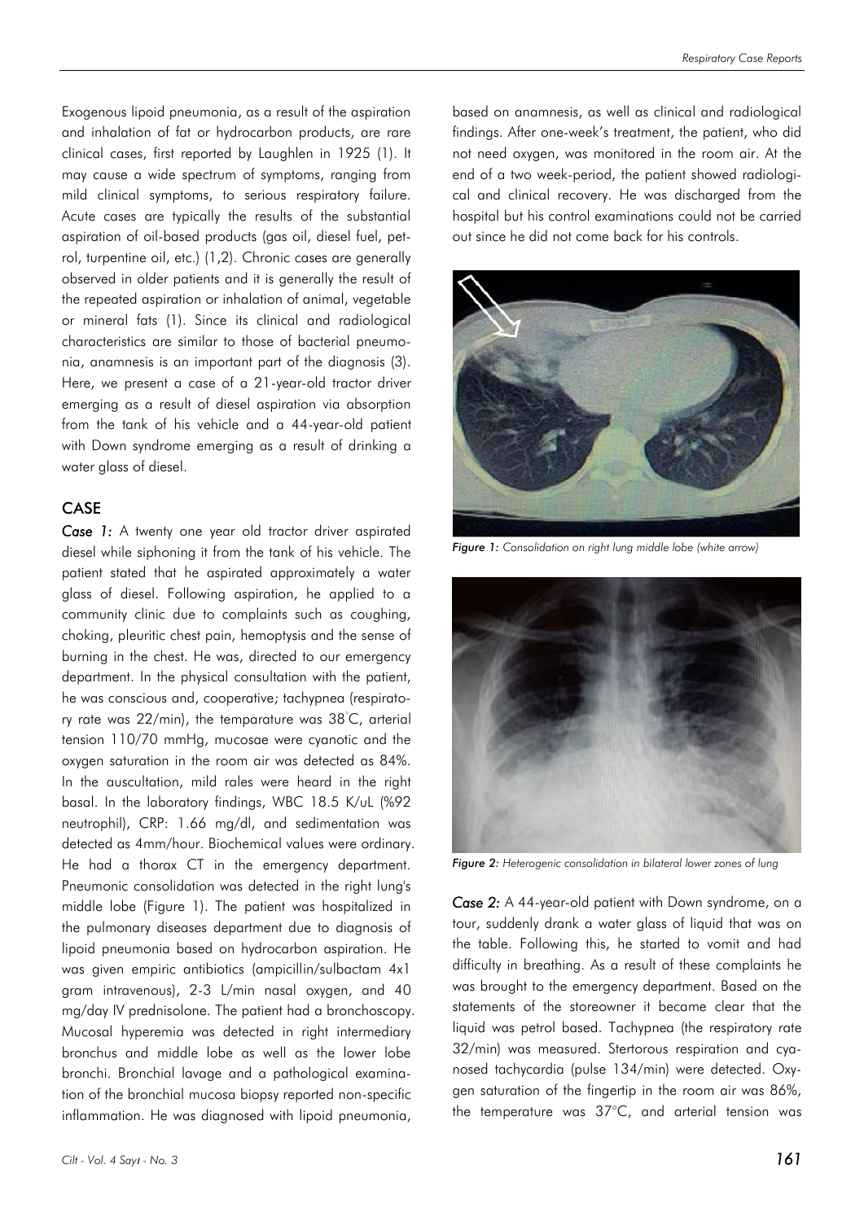Exogenous lipoid pneumonia, as a result of the aspiration and inhalation of fat or hydrocarbon products, are rare clinical cases, first reported by Laughlen in 1925 (1). It may cause a wide spectrum of symptoms, ranging from mild clinical symptoms, to serious respiratory failure. Acute cases are typically the results of the substantial aspiration of oil-based products (gas oil, diesel fuel, petrol, turpentine oil, etc.) (1,2). Chronic cases are generally observed in older patients and it is generally the result of the repeated aspiration or inhalation of animal, vegetable or mineral fats (1). Since its clinical and radiological characteristics are similar to those of bacterial pneumonia, anamnesis is an important part of the diagnosis (3). Here, we present a case of a 21-year-old tractor driver emerging as a result of diesel aspiration via absorption from the tank of his vehicle and a 44-year-old patient with Down syndrome emerging as a result of drinking a water glass of diesel.

## CASE

***Case 1:*** A twenty one year old tractor driver aspirated diesel while siphoning it from the tank of his vehicle. The patient stated that he aspirated approximately a water glass of diesel. Following aspiration, he applied to a community clinic due to complaints such as coughing, choking, pleuritic chest pain, hemoptysis and the sense of burning in the chest. He was, directed to our emergency department. In the physical consultation with the patient, he was conscious and, cooperative; tachypnea (respiratory rate was 22/min), the temparature was 38°C, arterial tension 110/70 mmHg, mucosae were cyanotic and the oxygen saturation in the room air was detected as 84%. In the auscultation, mild rales were heard in the right basal. In the laboratory findings, WBC 18.5 K/uL (%92 neutrophil), CRP: 1.66 mg/dl, and sedimentation was detected as 4mm/hour. Biochemical values were ordinary. He had a thorax CT in the emergency department. Pneumonic consolidation was detected in the right lung's middle lobe (Figure 1). The patient was hospitalized in the pulmonary diseases department due to diagnosis of lipoid pneumonia based on hydrocarbon aspiration. He was given empiric antibiotics (ampicillin/sulbactam 4x1 gram intravenous), 2-3 L/min nasal oxygen, and 40 mg/day IV prednisolone. The patient had a bronchoscopy. Mucosal hyperemia was detected in right intermediary bronchus and middle lobe as well as the lower lobe bronchi. Bronchial lavage and a pathological examination of the bronchial mucosa biopsy reported non-specific inflammation. He was diagnosed with lipoid pneumonia, based on anamnesis, as well as clinical and radiological findings. After one-week's treatment, the patient, who did not need oxygen, was monitored in the room air. At the end of a two week-period, the patient showed radiological and clinical recovery. He was discharged from the hospital but his control examinations could not be carried out since he did not come back for his controls.

*Figure 1: Consolidation on right lung middle lobe (white arrow)*

*Figure 2: Heterogenic consolidation in bilateral lower zones of lung*

***Case 2:*** A 44-year-old patient with Down syndrome, on a tour, suddenly drank a water glass of liquid that was on the table. Following this, he started to vomit and had difficulty in breathing. As a result of these complaints he was brought to the emergency department. Based on the statements of the storeowner it became clear that the liquid was petrol based. Tachypnea (the respiratory rate 32/min) was measured. Stertorous respiration and cyanosed tachycardia (pulse 134/min) were detected. Oxygen saturation of the fingertip in the room air was 86%, the temperature was 37°C, and arterial tension was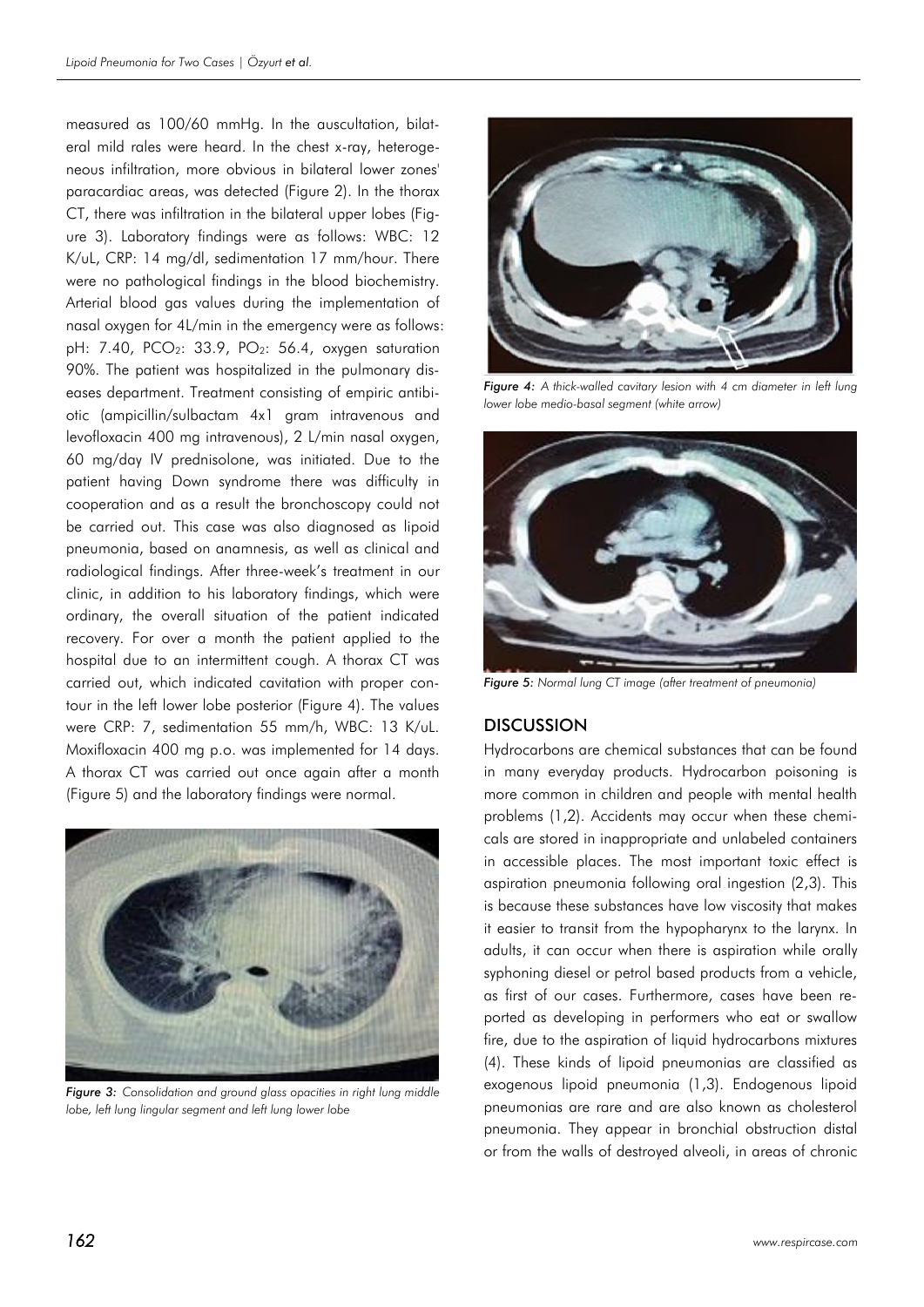measured as 100/60 mmHg. In the auscultation, bilateral mild rales were heard. In the chest x-ray, heterogeneous infiltration, more obvious in bilateral lower zones' paracardiac areas, was detected (Figure 2). In the thorax CT, there was infiltration in the bilateral upper lobes (Figure 3). Laboratory findings were as follows: WBC: 12 K/uL, CRP: 14 mg/dl, sedimentation 17 mm/hour. There were no pathological findings in the blood biochemistry. Arterial blood gas values during the implementation of nasal oxygen for 4L/min in the emergency were as follows: pH: 7.40, $PCO_2$: 33.9, $PO_2$: 56.4, oxygen saturation 90%. The patient was hospitalized in the pulmonary diseases department. Treatment consisting of empiric antibiotic (ampicillin/sulbactam 4x1 gram intravenous and levofloxacin 400 mg intravenous), 2 L/min nasal oxygen, 60 mg/day IV prednisolone, was initiated. Due to the patient having Down syndrome there was difficulty in cooperation and as a result the bronchoscopy could not be carried out. This case was also diagnosed as lipoid pneumonia, based on anamnesis, as well as clinical and radiological findings. After three-week's treatment in our clinic, in addition to his laboratory findings, which were ordinary, the overall situation of the patient indicated recovery. For over a month the patient applied to the hospital due to an intermittent cough. A thorax CT was carried out, which indicated cavitation with proper contour in the left lower lobe posterior (Figure 4). The values were CRP: 7, sedimentation 55 mm/h, WBC: 13 K/uL. Moxifloxacin 400 mg p.o. was implemented for 14 days. A thorax CT was carried out once again after a month (Figure 5) and the laboratory findings were normal.

*Figure 3: Consolidation and ground glass opacities in right lung middle lobe, left lung lingular segment and left lung lower lobe*

*Figure 4: A thick-walled cavitary lesion with 4 cm diameter in left lung lower lobe medio-basal segment (white arrow)*

*Figure 5: Normal lung CT image (after treatment of pneumonia)*

## DISCUSSION

Hydrocarbons are chemical substances that can be found in many everyday products. Hydrocarbon poisoning is more common in children and people with mental health problems (1,2). Accidents may occur when these chemicals are stored in inappropriate and unlabeled containers in accessible places. The most important toxic effect is aspiration pneumonia following oral ingestion (2,3). This is because these substances have low viscosity that makes it easier to transit from the hypopharynx to the larynx. In adults, it can occur when there is aspiration while orally syphoning diesel or petrol based products from a vehicle, as first of our cases. Furthermore, cases have been reported as developing in performers who eat or swallow fire, due to the aspiration of liquid hydrocarbons mixtures (4). These kinds of lipoid pneumonias are classified as exogenous lipoid pneumonia (1,3). Endogenous lipoid pneumonias are rare and are also known as cholesterol pneumonia. They appear in bronchial obstruction distal or from the walls of destroyed alveoli, in areas of chronic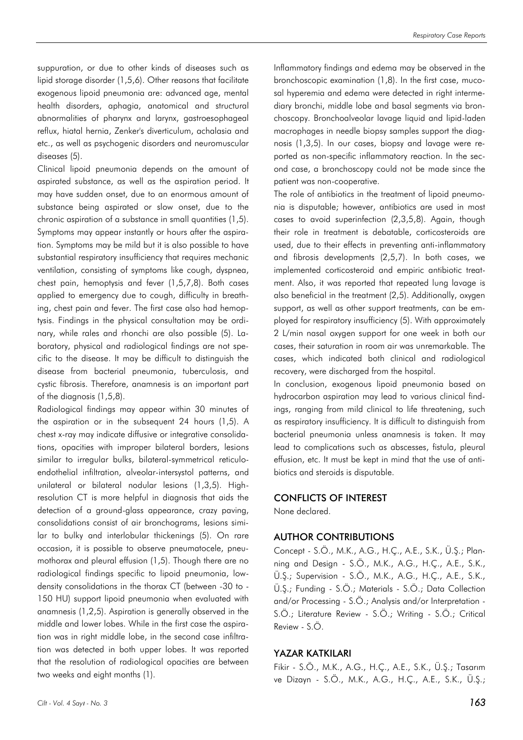suppuration, or due to other kinds of diseases such as lipid storage disorder (1,5,6). Other reasons that facilitate exogenous lipoid pneumonia are: advanced age, mental health disorders, aphagia, anatomical and structural abnormalities of pharynx and larynx, gastroesophageal reflux, hiatal hernia, Zenker's diverticulum, achalasia and etc., as well as psychogenic disorders and neuromuscular diseases (5).

Clinical lipoid pneumonia depends on the amount of aspirated substance, as well as the aspiration period. It may have sudden onset, due to an enormous amount of substance being aspirated or slow onset, due to the chronic aspiration of a substance in small quantities (1,5). Symptoms may appear instantly or hours after the aspiration. Symptoms may be mild but it is also possible to have substantial respiratory insufficiency that requires mechanic ventilation, consisting of symptoms like cough, dyspnea, chest pain, hemoptysis and fever (1,5,7,8). Both cases applied to emergency due to cough, difficulty in breathing, chest pain and fever. The first case also had hemoptysis. Findings in the physical consultation may be ordinary, while rales and rhonchi are also possible (5). Laboratory, physical and radiological findings are not specific to the disease. It may be difficult to distinguish the disease from bacterial pneumonia, tuberculosis, and cystic fibrosis. Therefore, anamnesis is an important part of the diagnosis (1,5,8).

Radiological findings may appear within 30 minutes of the aspiration or in the subsequent 24 hours (1,5). A chest x-ray may indicate diffusive or integrative consolidations, opacities with improper bilateral borders, lesions similar to irregular bulks, bilateral-symmetrical reticuloendothelial infiltration, alveolar-intersystol patterns, and unilateral or bilateral nodular lesions (1,3,5). High-resolution CT is more helpful in diagnosis that aids the detection of a ground-glass appearance, crazy paving, consolidations consist of air bronchograms, lesions similar to bulky and interlobular thickenings (5). On rare occasion, it is possible to observe pneumatocele, pneumothorax and pleural effusion (1,5). Though there are no radiological findings specific to lipoid pneumonia, low-density consolidations in the thorax CT (between -30 to -150 HU) support lipoid pneumonia when evaluated with anamnesis (1,2,5). Aspiration is generally observed in the middle and lower lobes. While in the first case the aspiration was in right middle lobe, in the second case infiltration was detected in both upper lobes. It was reported that the resolution of radiological opacities are between two weeks and eight months (1).

Inflammatory findings and edema may be observed in the bronchoscopic examination (1,8). In the first case, mucosal hyperemia and edema were detected in right intermediary bronchi, middle lobe and basal segments via bronchoscopy. Bronchoalveolar lavage liquid and lipid-laden macrophages in needle biopsy samples support the diagnosis (1,3,5). In our cases, biopsy and lavage were reported as non-specific inflammatory reaction. In the second case, a bronchoscopy could not be made since the patient was non-cooperative.

The role of antibiotics in the treatment of lipoid pneumonia is disputable; however, antibiotics are used in most cases to avoid superinfection (2,3,5,8). Again, though their role in treatment is debatable, corticosteroids are used, due to their effects in preventing anti-inflammatory and fibrosis developments (2,5,7). In both cases, we implemented corticosteroid and empiric antibiotic treatment. Also, it was reported that repeated lung lavage is also beneficial in the treatment (2,5). Additionally, oxygen support, as well as other support treatments, can be employed for respiratory insufficiency (5). With approximately 2 L/min nasal oxygen support for one week in both our cases, their saturation in room air was unremarkable. The cases, which indicated both clinical and radiological recovery, were discharged from the hospital.

In conclusion, exogenous lipoid pneumonia based on hydrocarbon aspiration may lead to various clinical findings, ranging from mild clinical to life threatening, such as respiratory insufficiency. It is difficult to distinguish from bacterial pneumonia unless anamnesis is taken. It may lead to complications such as abscesses, fistula, pleural effusion, etc. It must be kept in mind that the use of antibiotics and steroids is disputable.

## CONFLICTS OF INTEREST

None declared.

## AUTHOR CONTRIBUTIONS

Concept - S.Ö., M.K., A.G., H.Ç., A.E., S.K., Ü.Ş.; Planning and Design - S.Ö., M.K., A.G., H.Ç., A.E., S.K., Ü.Ş.; Supervision - S.Ö., M.K., A.G., H.Ç., A.E., S.K., Ü.Ş.; Funding - S.Ö.; Materials - S.Ö.; Data Collection and/or Processing - S.Ö.; Analysis and/or Interpretation - S.Ö.; Literature Review - S.Ö.; Writing - S.Ö.; Critical Review - S.Ö.

## YAZAR KATKILARI

Fikir - S.Ö., M.K., A.G., H.Ç., A.E., S.K., Ü.Ş.; Tasarım ve Dizayn - S.Ö., M.K., A.G., H.Ç., A.E., S.K., Ü.Ş.;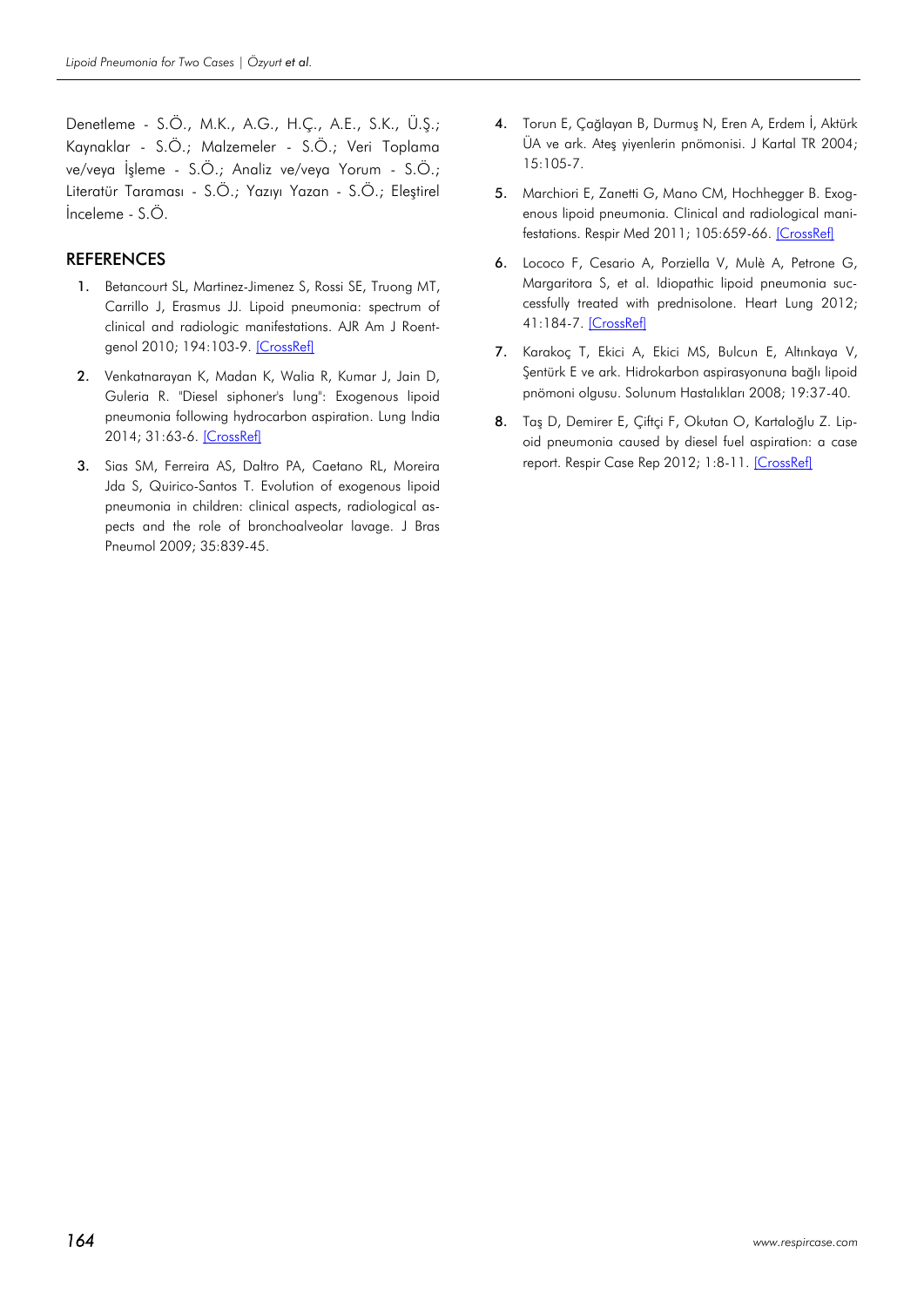Denetleme - S.Ö., M.K., A.G., H.Ç., A.E., S.K., Ü.Ş.; Kaynaklar - S.Ö.; Malzemeler - S.Ö.; Veri Toplama ve/veya İşleme - S.Ö.; Analiz ve/veya Yorum - S.Ö.; Literatür Taraması - S.Ö.; Yazıyı Yazan - S.Ö.; Eleştirel İnceleme - S.Ö.

## REFERENCES

1. Betancourt SL, Martinez-Jimenez S, Rossi SE, Truong MT, Carrillo J, Erasmus JJ. Lipoid pneumonia: spectrum of clinical and radiologic manifestations. AJR Am J Roentgenol 2010; 194:103-9. [CrossRef]
2. Venkatnarayan K, Madan K, Walia R, Kumar J, Jain D, Guleria R. "Diesel siphoner's lung": Exogenous lipoid pneumonia following hydrocarbon aspiration. Lung India 2014; 31:63-6. [CrossRef]
3. Sias SM, Ferreira AS, Daltro PA, Caetano RL, Moreira Jda S, Quirico-Santos T. Evolution of exogenous lipoid pneumonia in children: clinical aspects, radiological aspects and the role of bronchoalveolar lavage. J Bras Pneumol 2009; 35:839-45.
4. Torun E, Çağlayan B, Durmuş N, Eren A, Erdem İ, Aktürk ÜA ve ark. Ateş yiyenlerin pnömonisi. J Kartal TR 2004; 15:105-7.
5. Marchiori E, Zanetti G, Mano CM, Hochhegger B. Exogenous lipoid pneumonia. Clinical and radiological manifestations. Respir Med 2011; 105:659-66. [CrossRef]
6. Lococo F, Cesario A, Porziella V, Mulè A, Petrone G, Margaritora S, et al. Idiopathic lipoid pneumonia successfully treated with prednisolone. Heart Lung 2012; 41:184-7. [CrossRef]
7. Karakoç T, Ekici A, Ekici MS, Bulcun E, Altınkaya V, Şentürk E ve ark. Hidrokarbon aspirasyonuna bağlı lipoid pnömoni olgusu. Solunum Hastalıkları 2008; 19:37-40.
8. Taş D, Demirer E, Çiftçi F, Okutan O, Kartaloğlu Z. Lipoid pneumonia caused by diesel fuel aspiration: a case report. Respir Case Rep 2012; 1:8-11. [CrossRef]